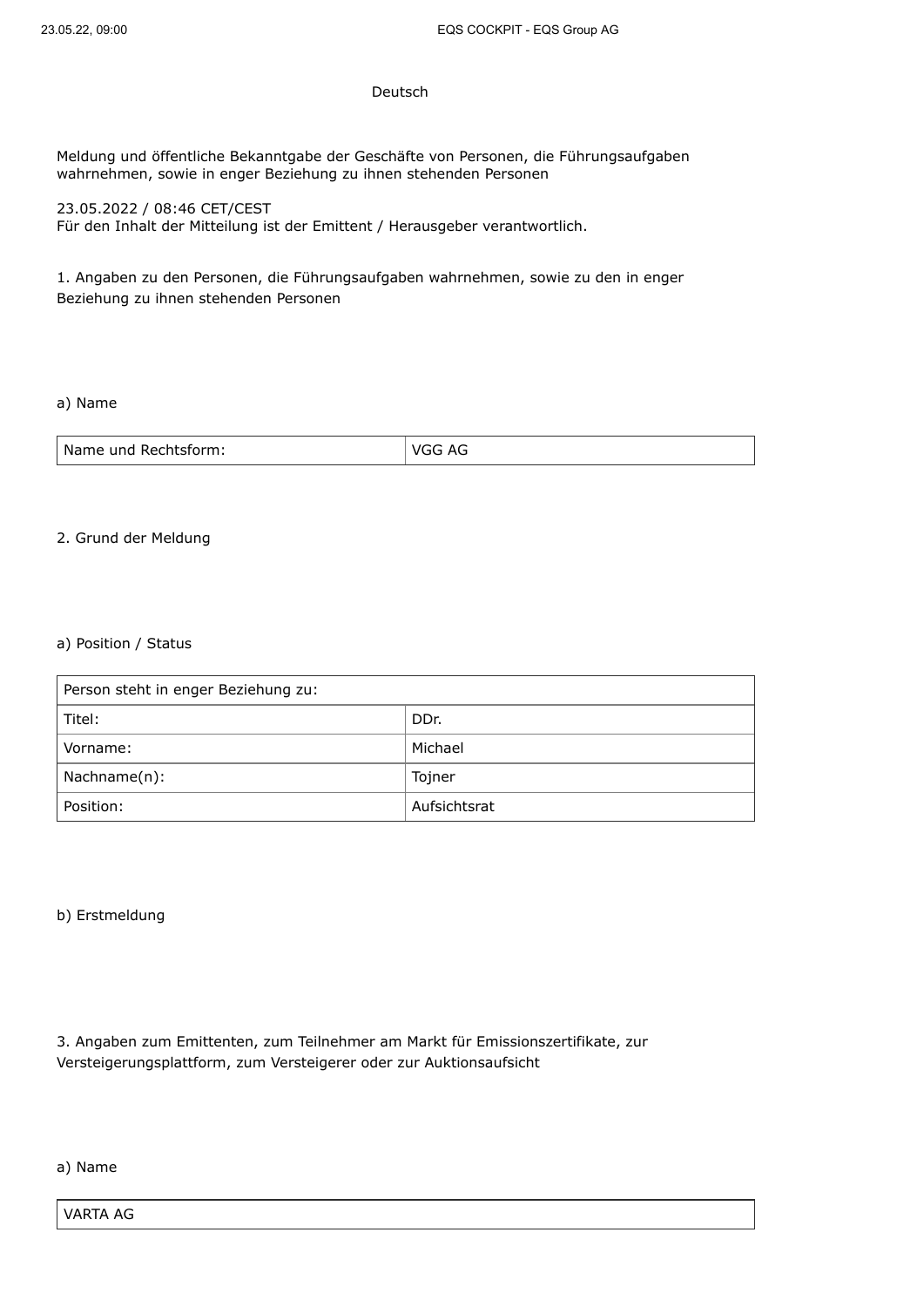Deutsch

Meldung und öffentliche Bekanntgabe der Geschäfte von Personen, die Führungsaufgaben wahrnehmen, sowie in enger Beziehung zu ihnen stehenden Personen

23.05.2022 / 08:46 CET/CEST
Für den Inhalt der Mitteilung ist der Emittent / Herausgeber verantwortlich.

## 1. Angaben zu den Personen, die Führungsaufgaben wahrnehmen, sowie zu den in enger Beziehung zu ihnen stehenden Personen

### a) Name

| Name und Rechtsform: | VGG AG |
|---|---|

## 2. Grund der Meldung

### a) Position / Status

| Person steht in enger Beziehung zu: | |
|---|---|
| Titel: | DDr. |
| Vorname: | Michael |
| Nachname(n): | Tojner |
| Position: | Aufsichtsrat |

### b) Erstmeldung

## 3. Angaben zum Emittenten, zum Teilnehmer am Markt für Emissionszertifikate, zur Versteigerungsplattform, zum Versteigerer oder zur Auktionsaufsicht

### a) Name

| VARTA AG |
|---|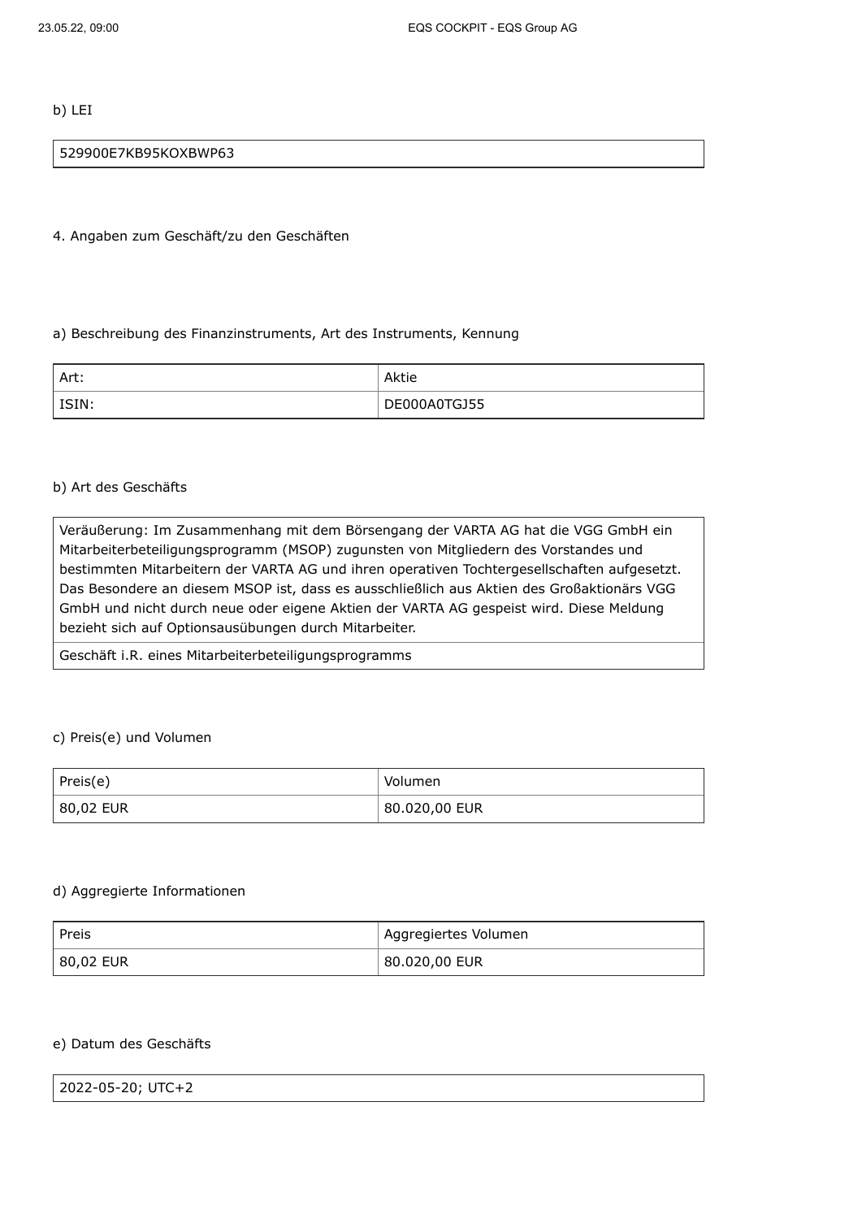b) LEI

| 529900E7KB95KOXBWP63 |
|---|

4. Angaben zum Geschäft/zu den Geschäften

a) Beschreibung des Finanzinstruments, Art des Instruments, Kennung

| Art: | Aktie |
|---|---|
| ISIN: | DE000A0TGJ55 |

b) Art des Geschäfts

| Veräußerung: Im Zusammenhang mit dem Börsengang der VARTA AG hat die VGG GmbH ein Mitarbeiterbeteiligungsprogramm (MSOP) zugunsten von Mitgliedern des Vorstandes und bestimmten Mitarbeitern der VARTA AG und ihren operativen Tochtergesellschaften aufgesetzt. Das Besondere an diesem MSOP ist, dass es ausschließlich aus Aktien des Großaktionärs VGG GmbH und nicht durch neue oder eigene Aktien der VARTA AG gespeist wird. Diese Meldung bezieht sich auf Optionsausübungen durch Mitarbeiter. |
|---|
| Geschäft i.R. eines Mitarbeiterbeteiligungsprogramms |

c) Preis(e) und Volumen

| Preis(e) | Volumen |
|---|---|
| 80,02 EUR | 80.020,00 EUR |

d) Aggregierte Informationen

| Preis | Aggregiertes Volumen |
|---|---|
| 80,02 EUR | 80.020,00 EUR |

e) Datum des Geschäfts

| 2022-05-20; UTC+2 |
|---|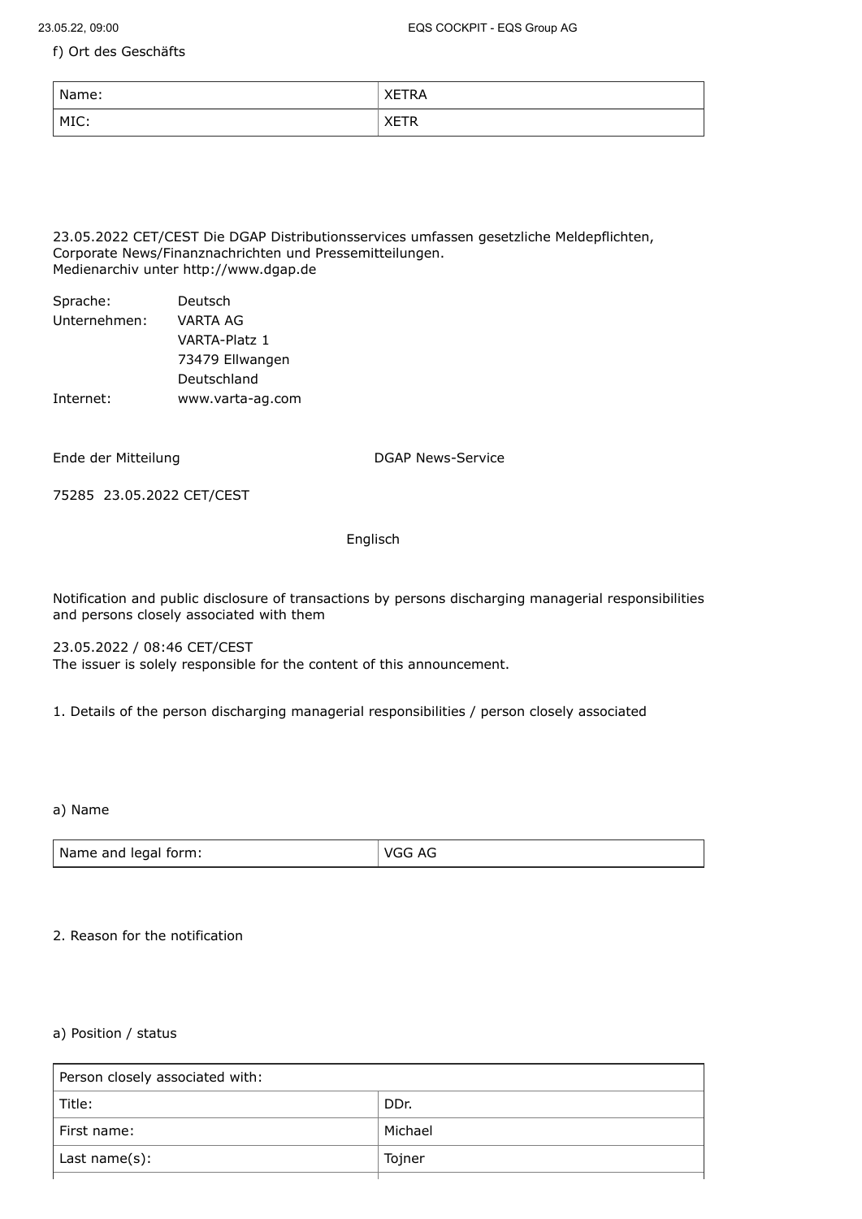f) Ort des Geschäfts

| Name: | XETRA |
|---|---|
| MIC: | XETR |

23.05.2022 CET/CEST Die DGAP Distributionsservices umfassen gesetzliche Meldepflichten, Corporate News/Finanznachrichten und Pressemitteilungen.
Medienarchiv unter http://www.dgap.de

| | |
|---|---|
| Sprache: | Deutsch |
| Unternehmen: | VARTA AG |
| | VARTA-Platz 1 |
| | 73479 Ellwangen |
| | Deutschland |
| Internet: | www.varta-ag.com |

Ende der Mitteilung DGAP News-Service

75285 23.05.2022 CET/CEST

Englisch

Notification and public disclosure of transactions by persons discharging managerial responsibilities and persons closely associated with them

23.05.2022 / 08:46 CET/CEST
The issuer is solely responsible for the content of this announcement.

1. Details of the person discharging managerial responsibilities / person closely associated

a) Name

| Name and legal form: | VGG AG |
|---|---|

2. Reason for the notification

a) Position / status

| Person closely associated with: | |
|---|---|
| Title: | DDr. |
| First name: | Michael |
| Last name(s): | Tojner |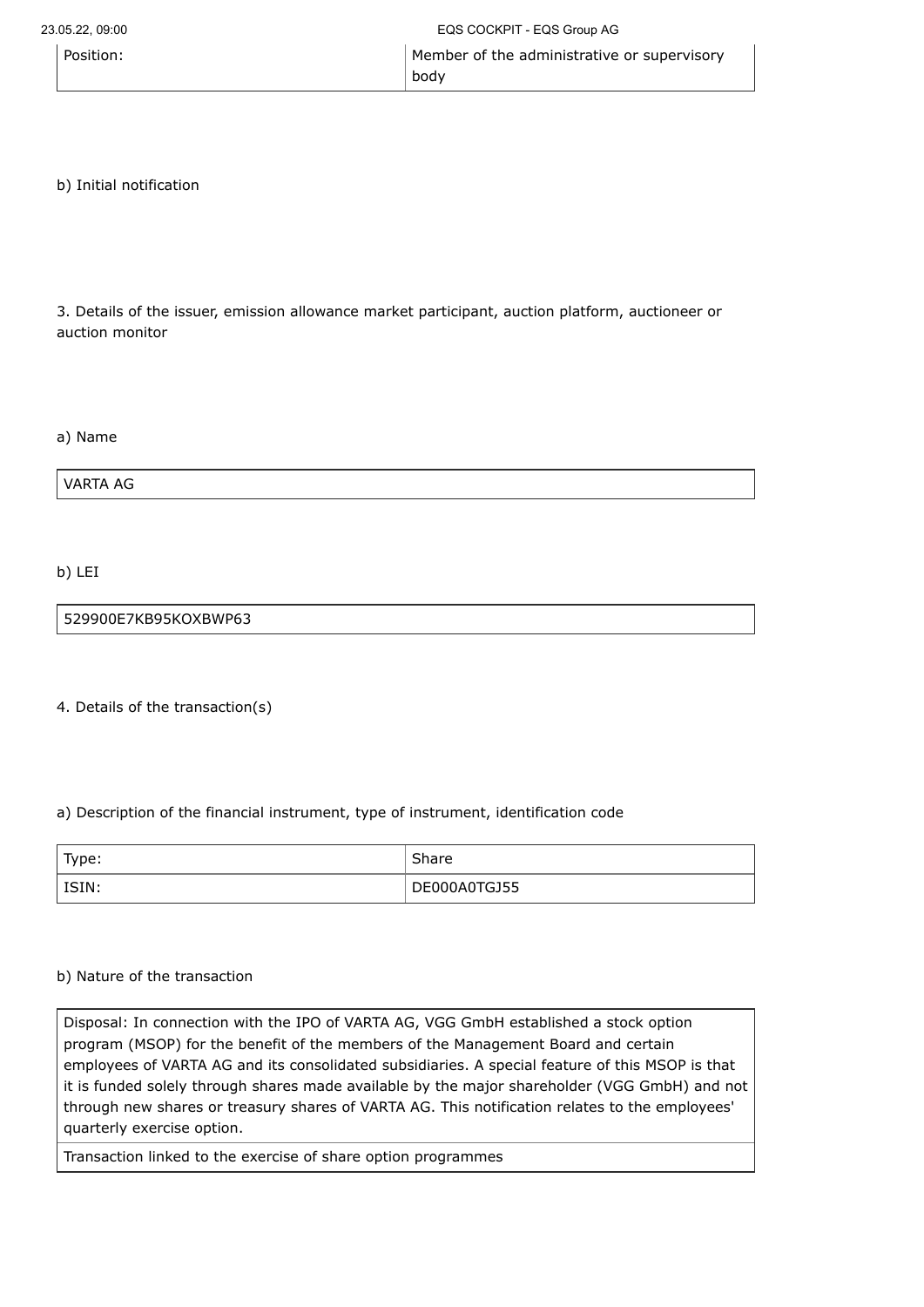| Position: | Member of the administrative or supervisory body |
| --- | --- |

b) Initial notification

3. Details of the issuer, emission allowance market participant, auction platform, auctioneer or auction monitor

a) Name

| VARTA AG |
| --- |

b) LEI

| 529900E7KB95KOXBWP63 |
| --- |

4. Details of the transaction(s)

a) Description of the financial instrument, type of instrument, identification code

| Type: | Share |
| --- | --- |
| ISIN: | DE000A0TGJ55 |

b) Nature of the transaction

| Disposal: In connection with the IPO of VARTA AG, VGG GmbH established a stock option program (MSOP) for the benefit of the members of the Management Board and certain employees of VARTA AG and its consolidated subsidiaries. A special feature of this MSOP is that it is funded solely through shares made available by the major shareholder (VGG GmbH) and not through new shares or treasury shares of VARTA AG. This notification relates to the employees' quarterly exercise option. |
| --- |
| Transaction linked to the exercise of share option programmes |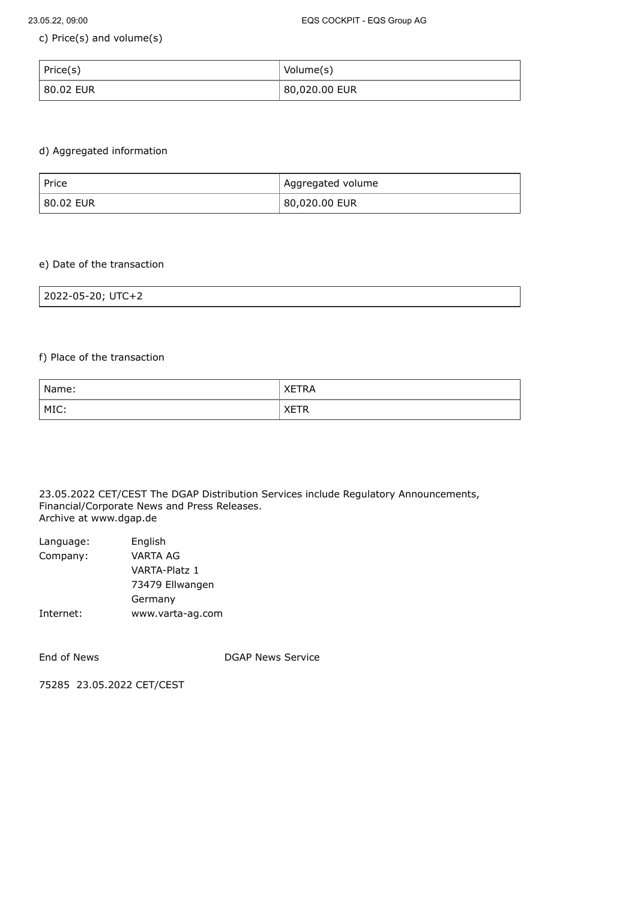c) Price(s) and volume(s)

| Price(s) | Volume(s) |
|---|---|
| 80.02 EUR | 80,020.00 EUR |

d) Aggregated information

| Price | Aggregated volume |
|---|---|
| 80.02 EUR | 80,020.00 EUR |

e) Date of the transaction

| |
|---|
| 2022-05-20; UTC+2 |

f) Place of the transaction

| | |
|---|---|
| Name: | XETRA |
| MIC: | XETR |

23.05.2022 CET/CEST The DGAP Distribution Services include Regulatory Announcements, Financial/Corporate News and Press Releases.
Archive at www.dgap.de

| | |
|---|---|
| Language: | English |
| Company: | VARTA AG |
| | VARTA-Platz 1 |
| | 73479 Ellwangen |
| | Germany |
| Internet: | www.varta-ag.com |

End of News DGAP News Service

75285 23.05.2022 CET/CEST